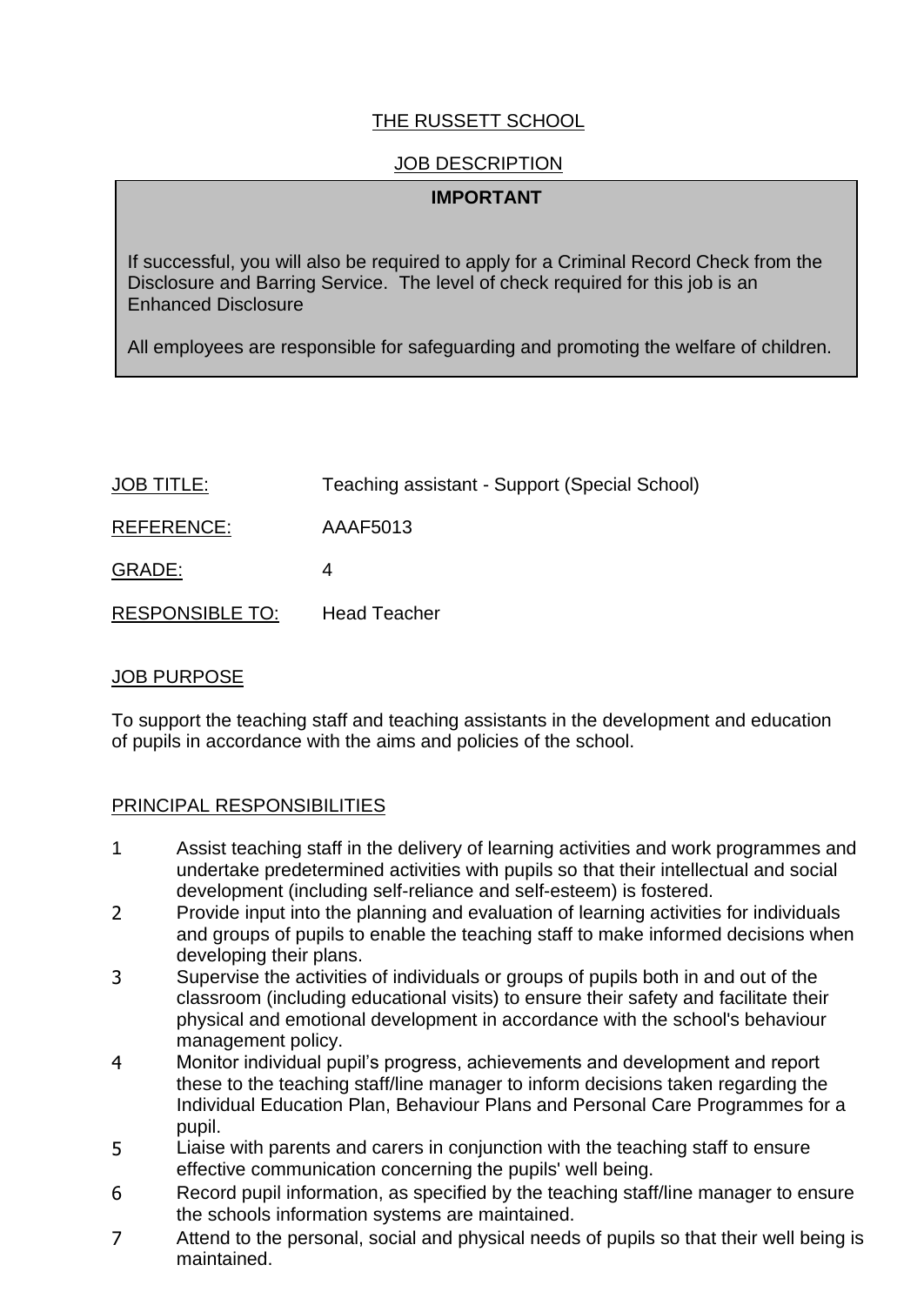# THE RUSSETT SCHOOL

## JOB DESCRIPTION

**IMPORTANT**

If successful, you will also be required to apply for a Criminal Record Check from the Disclosure and Barring Service. The level of check required for this job is an Enhanced Disclosure

All employees are responsible for safeguarding and promoting the welfare of children.

| | |
|---|---|
| JOB TITLE: | Teaching assistant - Support (Special School) |
| REFERENCE: | AAAF5013 |
| GRADE: | 4 |
| RESPONSIBLE TO: | Head Teacher |

## JOB PURPOSE

To support the teaching staff and teaching assistants in the development and education of pupils in accordance with the aims and policies of the school.

## PRINCIPAL RESPONSIBILITIES

1. Assist teaching staff in the delivery of learning activities and work programmes and undertake predetermined activities with pupils so that their intellectual and social development (including self-reliance and self-esteem) is fostered.
2. Provide input into the planning and evaluation of learning activities for individuals and groups of pupils to enable the teaching staff to make informed decisions when developing their plans.
3. Supervise the activities of individuals or groups of pupils both in and out of the classroom (including educational visits) to ensure their safety and facilitate their physical and emotional development in accordance with the school's behaviour management policy.
4. Monitor individual pupil's progress, achievements and development and report these to the teaching staff/line manager to inform decisions taken regarding the Individual Education Plan, Behaviour Plans and Personal Care Programmes for a pupil.
5. Liaise with parents and carers in conjunction with the teaching staff to ensure effective communication concerning the pupils' well being.
6. Record pupil information, as specified by the teaching staff/line manager to ensure the schools information systems are maintained.
7. Attend to the personal, social and physical needs of pupils so that their well being is maintained.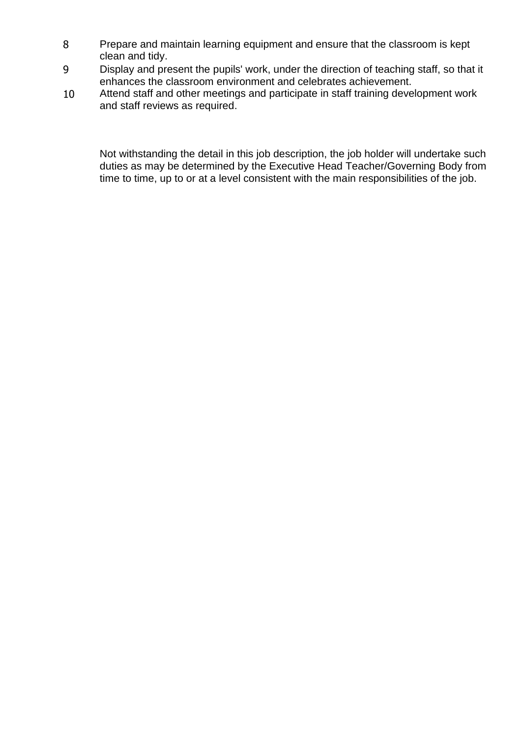8. Prepare and maintain learning equipment and ensure that the classroom is kept clean and tidy.
9. Display and present the pupils' work, under the direction of teaching staff, so that it enhances the classroom environment and celebrates achievement.
10. Attend staff and other meetings and participate in staff training development work and staff reviews as required.

Not withstanding the detail in this job description, the job holder will undertake such duties as may be determined by the Executive Head Teacher/Governing Body from time to time, up to or at a level consistent with the main responsibilities of the job.